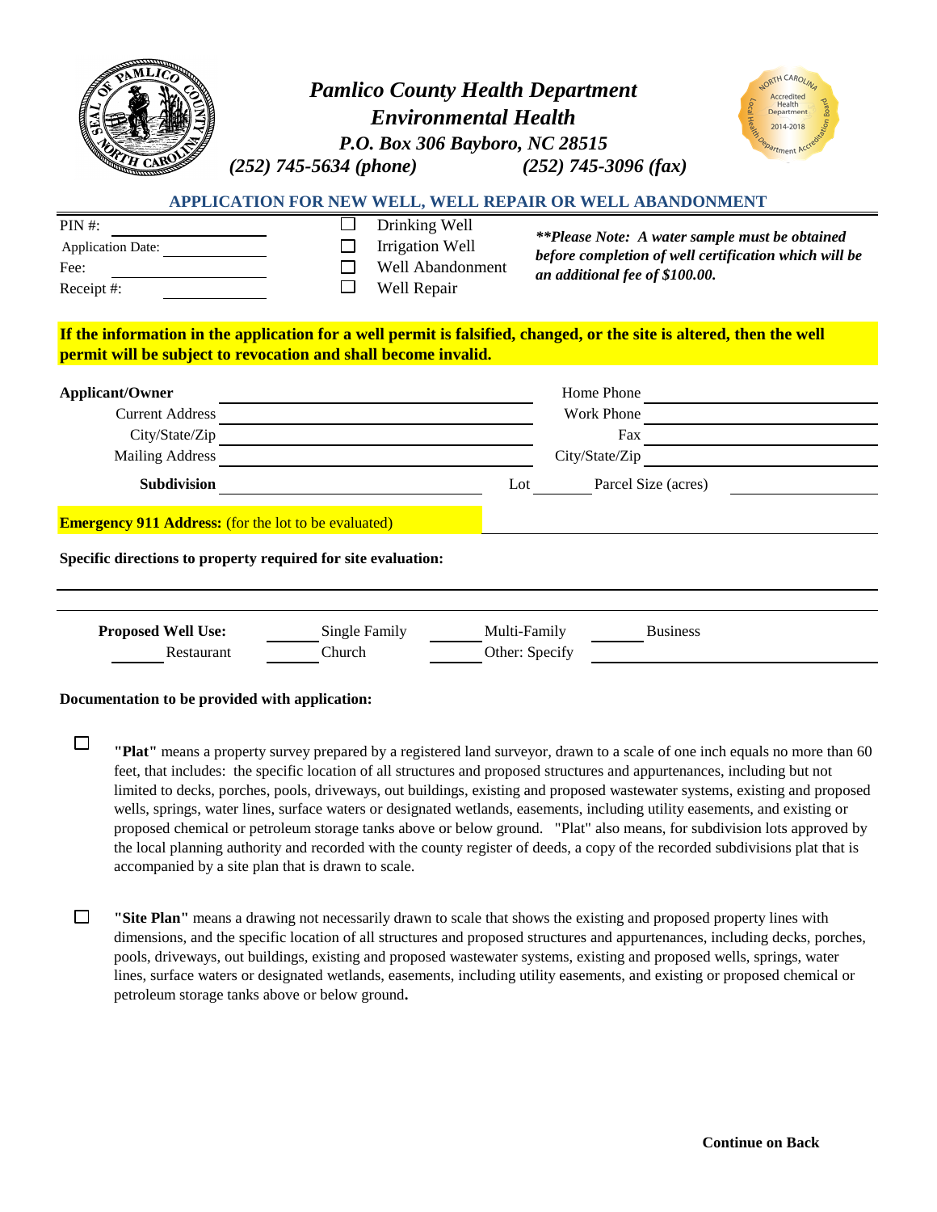# *Pamlico County Health Department*
## *Environmental Health*
***P.O. Box 306 Bayboro, NC 28515***

***(252) 745-5634 (phone)*** ***(252) 745-3096 (fax)***

## APPLICATION FOR NEW WELL, WELL REPAIR OR WELL ABANDONMENT

PIN #: ____________________

Application Date: ____________________

Fee: ____________________

Receipt #: ____________________

☐ Drinking Well

☐ Irrigation Well

☐ Well Abandonment

☐ Well Repair

***\*\*Please Note: A water sample must be obtained before completion of well certification which will be an additional fee of $100.00.***

**If the information in the application for a well permit is falsified, changed, or the site is altered, then the well permit will be subject to revocation and shall become invalid.**

**Applicant/Owner** ____________________ Home Phone ____________________

Current Address ____________________ Work Phone ____________________

City/State/Zip ____________________ Fax ____________________

Mailing Address ____________________ City/State/Zip ____________________

**Subdivision** ____________________ Lot ________ Parcel Size (acres) ____________________

**Emergency 911 Address:** (for the lot to be evaluated) ____________________

**Specific directions to property required for site evaluation:**

____________________________________________________________

____________________________________________________________

**Proposed Well Use:** ______ Single Family ______ Multi-Family ______ Business

______ Restaurant ______ Church ______ Other: Specify ____________________

**Documentation to be provided with application:**

☐ **"Plat"** means a property survey prepared by a registered land surveyor, drawn to a scale of one inch equals no more than 60 feet, that includes: the specific location of all structures and proposed structures and appurtenances, including but not limited to decks, porches, pools, driveways, out buildings, existing and proposed wastewater systems, existing and proposed wells, springs, water lines, surface waters or designated wetlands, easements, including utility easements, and existing or proposed chemical or petroleum storage tanks above or below ground. "Plat" also means, for subdivision lots approved by the local planning authority and recorded with the county register of deeds, a copy of the recorded subdivisions plat that is accompanied by a site plan that is drawn to scale.

☐ **"Site Plan"** means a drawing not necessarily drawn to scale that shows the existing and proposed property lines with dimensions, and the specific location of all structures and proposed structures and appurtenances, including decks, porches, pools, driveways, out buildings, existing and proposed wastewater systems, existing and proposed wells, springs, water lines, surface waters or designated wetlands, easements, including utility easements, and existing or proposed chemical or petroleum storage tanks above or below ground**.**

**Continue on Back**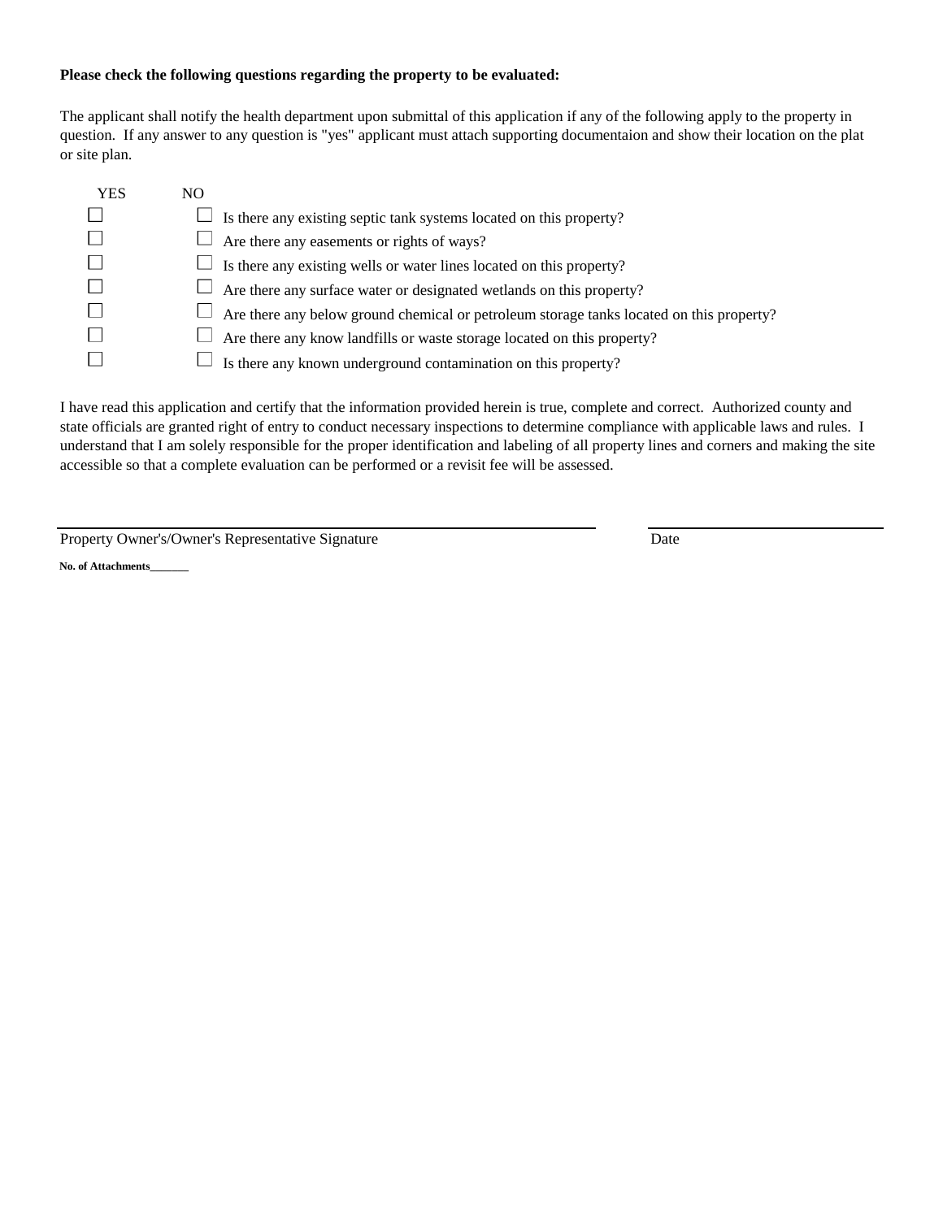**Please check the following questions regarding the property to be evaluated:**

The applicant shall notify the health department upon submittal of this application if any of the following apply to the property in question. If any answer to any question is "yes" applicant must attach supporting documentaion and show their location on the plat or site plan.

| YES | NO | |
|---|---|---|
| ☐ | ☐ | Is there any existing septic tank systems located on this property? |
| ☐ | ☐ | Are there any easements or rights of ways? |
| ☐ | ☐ | Is there any existing wells or water lines located on this property? |
| ☐ | ☐ | Are there any surface water or designated wetlands on this property? |
| ☐ | ☐ | Are there any below ground chemical or petroleum storage tanks located on this property? |
| ☐ | ☐ | Are there any know landfills or waste storage located on this property? |
| ☐ | ☐ | Is there any known underground contamination on this property? |

I have read this application and certify that the information provided herein is true, complete and correct. Authorized county and state officials are granted right of entry to conduct necessary inspections to determine compliance with applicable laws and rules. I understand that I am solely responsible for the proper identification and labeling of all property lines and corners and making the site accessible so that a complete evaluation can be performed or a revisit fee will be assessed.

_______________________________________________ _______________________

Property Owner's/Owner's Representative Signature Date

**No. of Attachments_______**